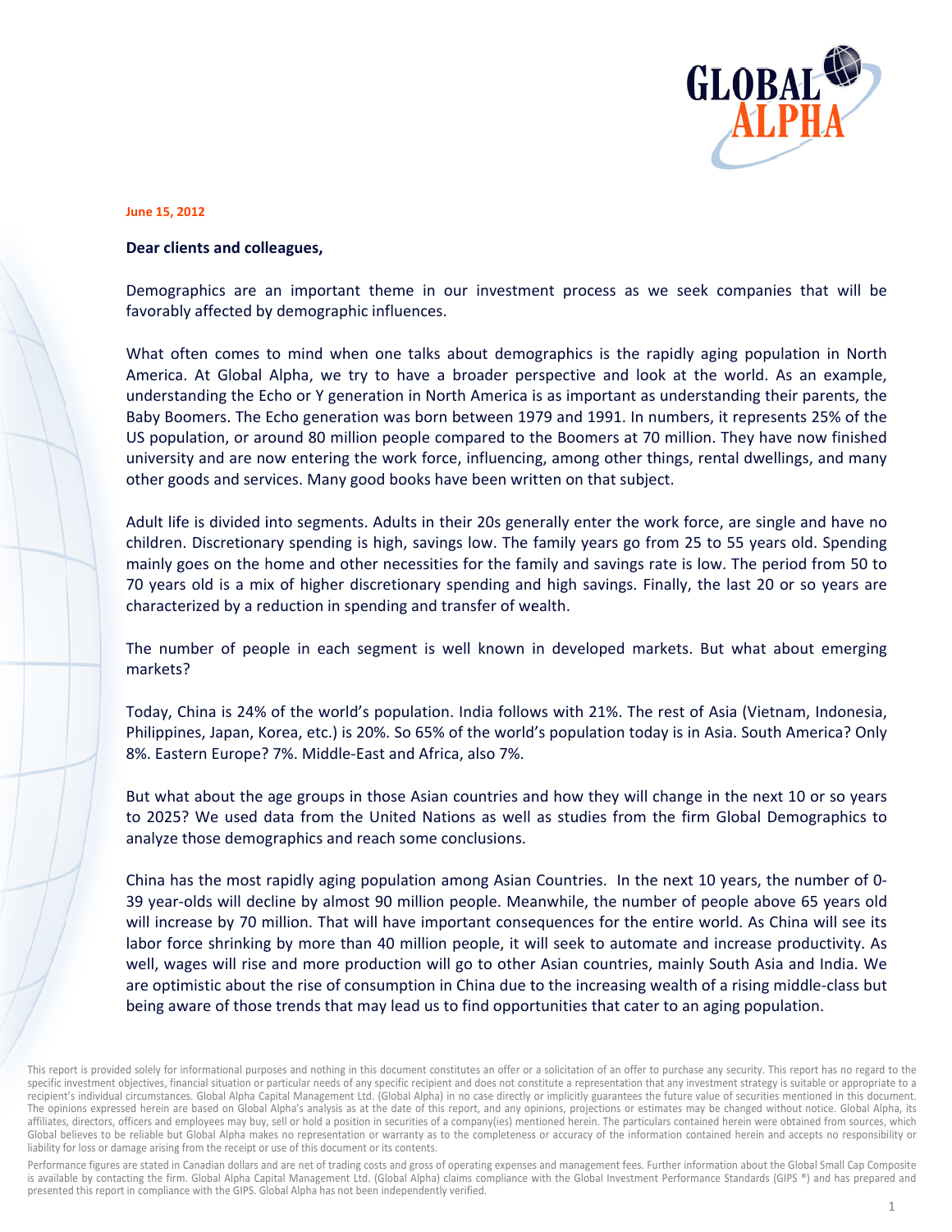**June 15, 2012**

**Dear clients and colleagues,**

Demographics are an important theme in our investment process as we seek companies that will be favorably affected by demographic influences.

What often comes to mind when one talks about demographics is the rapidly aging population in North America. At Global Alpha, we try to have a broader perspective and look at the world. As an example, understanding the Echo or Y generation in North America is as important as understanding their parents, the Baby Boomers. The Echo generation was born between 1979 and 1991. In numbers, it represents 25% of the US population, or around 80 million people compared to the Boomers at 70 million. They have now finished university and are now entering the work force, influencing, among other things, rental dwellings, and many other goods and services. Many good books have been written on that subject.

Adult life is divided into segments. Adults in their 20s generally enter the work force, are single and have no children. Discretionary spending is high, savings low. The family years go from 25 to 55 years old. Spending mainly goes on the home and other necessities for the family and savings rate is low. The period from 50 to 70 years old is a mix of higher discretionary spending and high savings. Finally, the last 20 or so years are characterized by a reduction in spending and transfer of wealth.

The number of people in each segment is well known in developed markets. But what about emerging markets?

Today, China is 24% of the world's population. India follows with 21%. The rest of Asia (Vietnam, Indonesia, Philippines, Japan, Korea, etc.) is 20%. So 65% of the world's population today is in Asia. South America? Only 8%. Eastern Europe? 7%. Middle-East and Africa, also 7%.

But what about the age groups in those Asian countries and how they will change in the next 10 or so years to 2025? We used data from the United Nations as well as studies from the firm Global Demographics to analyze those demographics and reach some conclusions.

China has the most rapidly aging population among Asian Countries. In the next 10 years, the number of 0-39 year-olds will decline by almost 90 million people. Meanwhile, the number of people above 65 years old will increase by 70 million. That will have important consequences for the entire world. As China will see its labor force shrinking by more than 40 million people, it will seek to automate and increase productivity. As well, wages will rise and more production will go to other Asian countries, mainly South Asia and India. We are optimistic about the rise of consumption in China due to the increasing wealth of a rising middle-class but being aware of those trends that may lead us to find opportunities that cater to an aging population.

This report is provided solely for informational purposes and nothing in this document constitutes an offer or a solicitation of an offer to purchase any security. This report has no regard to the specific investment objectives, financial situation or particular needs of any specific recipient and does not constitute a representation that any investment strategy is suitable or appropriate to a recipient's individual circumstances. Global Alpha Capital Management Ltd. (Global Alpha) in no case directly or implicitly guarantees the future value of securities mentioned in this document. The opinions expressed herein are based on Global Alpha's analysis as at the date of this report, and any opinions, projections or estimates may be changed without notice. Global Alpha, its affiliates, directors, officers and employees may buy, sell or hold a position in securities of a company(ies) mentioned herein. The particulars contained herein were obtained from sources, which Global believes to be reliable but Global Alpha makes no representation or warranty as to the completeness or accuracy of the information contained herein and accepts no responsibility or liability for loss or damage arising from the receipt or use of this document or its contents.

Performance figures are stated in Canadian dollars and are net of trading costs and gross of operating expenses and management fees. Further information about the Global Small Cap Composite is available by contacting the firm. Global Alpha Capital Management Ltd. (Global Alpha) claims compliance with the Global Investment Performance Standards (GIPS ®) and has prepared and presented this report in compliance with the GIPS. Global Alpha has not been independently verified.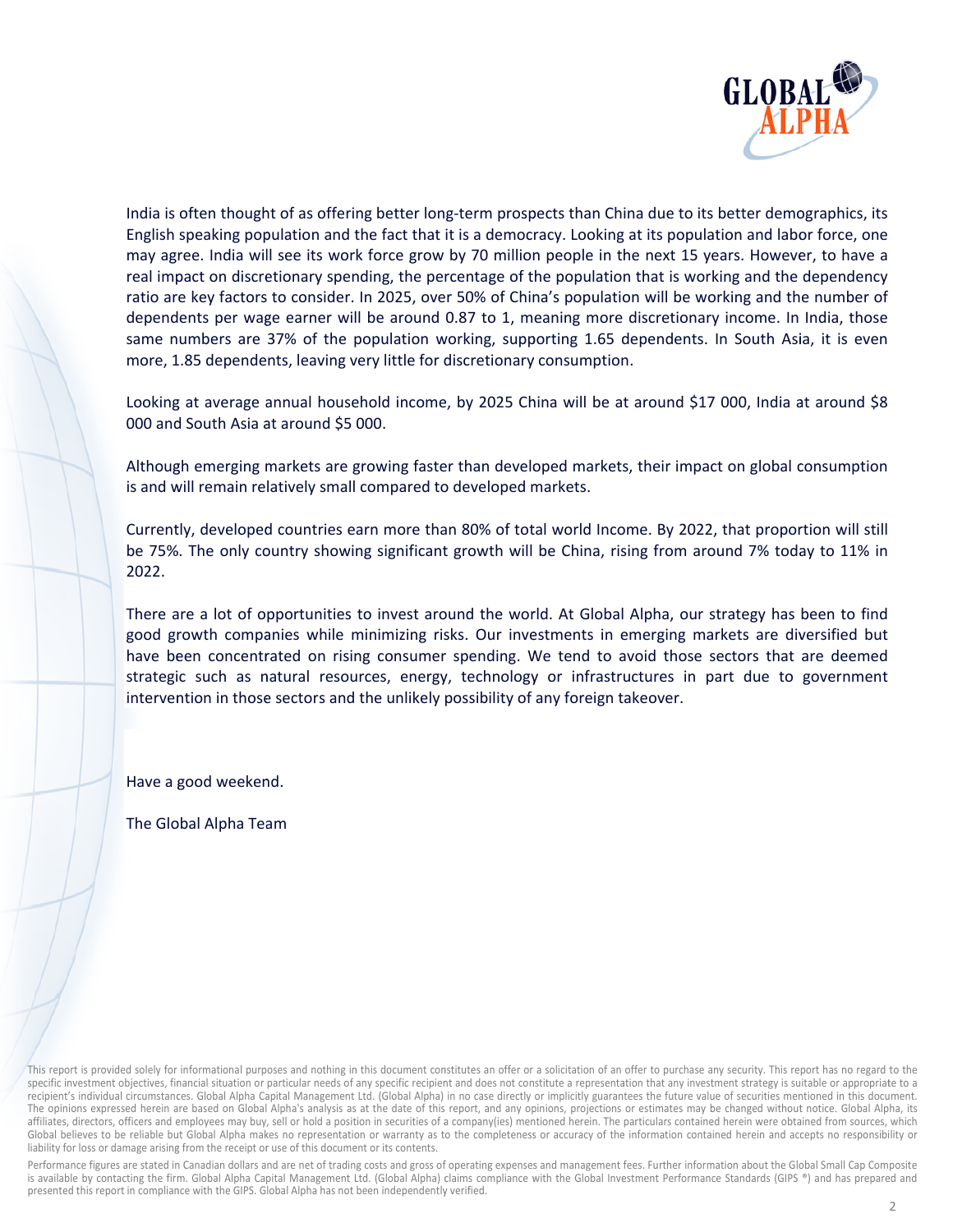India is often thought of as offering better long-term prospects than China due to its better demographics, its English speaking population and the fact that it is a democracy. Looking at its population and labor force, one may agree. India will see its work force grow by 70 million people in the next 15 years. However, to have a real impact on discretionary spending, the percentage of the population that is working and the dependency ratio are key factors to consider. In 2025, over 50% of China's population will be working and the number of dependents per wage earner will be around 0.87 to 1, meaning more discretionary income. In India, those same numbers are 37% of the population working, supporting 1.65 dependents. In South Asia, it is even more, 1.85 dependents, leaving very little for discretionary consumption.

Looking at average annual household income, by 2025 China will be at around $17 000, India at around $8 000 and South Asia at around $5 000.

Although emerging markets are growing faster than developed markets, their impact on global consumption is and will remain relatively small compared to developed markets.

Currently, developed countries earn more than 80% of total world Income. By 2022, that proportion will still be 75%. The only country showing significant growth will be China, rising from around 7% today to 11% in 2022.

There are a lot of opportunities to invest around the world. At Global Alpha, our strategy has been to find good growth companies while minimizing risks. Our investments in emerging markets are diversified but have been concentrated on rising consumer spending. We tend to avoid those sectors that are deemed strategic such as natural resources, energy, technology or infrastructures in part due to government intervention in those sectors and the unlikely possibility of any foreign takeover.

Have a good weekend.

The Global Alpha Team

This report is provided solely for informational purposes and nothing in this document constitutes an offer or a solicitation of an offer to purchase any security. This report has no regard to the specific investment objectives, financial situation or particular needs of any specific recipient and does not constitute a representation that any investment strategy is suitable or appropriate to a recipient's individual circumstances. Global Alpha Capital Management Ltd. (Global Alpha) in no case directly or implicitly guarantees the future value of securities mentioned in this document. The opinions expressed herein are based on Global Alpha's analysis as at the date of this report, and any opinions, projections or estimates may be changed without notice. Global Alpha, its affiliates, directors, officers and employees may buy, sell or hold a position in securities of a company(ies) mentioned herein. The particulars contained herein were obtained from sources, which Global believes to be reliable but Global Alpha makes no representation or warranty as to the completeness or accuracy of the information contained herein and accepts no responsibility or liability for loss or damage arising from the receipt or use of this document or its contents.

Performance figures are stated in Canadian dollars and are net of trading costs and gross of operating expenses and management fees. Further information about the Global Small Cap Composite is available by contacting the firm. Global Alpha Capital Management Ltd. (Global Alpha) claims compliance with the Global Investment Performance Standards (GIPS ®) and has prepared and presented this report in compliance with the GIPS. Global Alpha has not been independently verified.